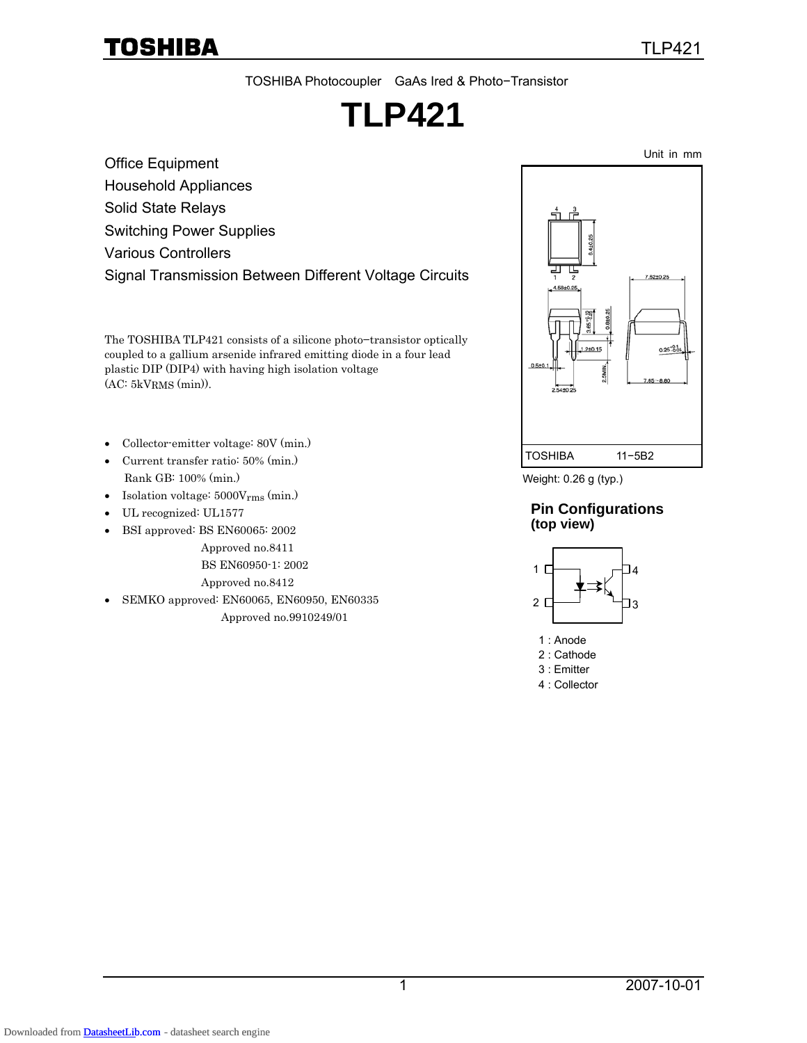TOSHIBA Photocoupler GaAs Ired & Photo−Transistor

# TLP421

Office Equipment
Household Appliances
Solid State Relays
Switching Power Supplies
Various Controllers
Signal Transmission Between Different Voltage Circuits

The TOSHIBA TLP421 consists of a silicone photo−transistor optically coupled to a gallium arsenide infrared emitting diode in a four lead plastic DIP (DIP4) with having high isolation voltage (AC: $5kV_{RMS}$ (min)).

- Collector-emitter voltage: 80V (min.)
- Current transfer ratio: 50% (min.)
  Rank GB: 100% (min.)
- Isolation voltage: $5000V_{rms}$ (min.)
- UL recognized: UL1577
- BSI approved: BS EN60065: 2002
  Approved no.8411
  BS EN60950-1: 2002
  Approved no.8412
- SEMKO approved: EN60065, EN60950, EN60335
  Approved no.9910249/01

Unit in mm

TOSHIBA 11−5B2

Weight: 0.26 g (typ.)

### Pin Configurations (top view)

1 : Anode
2 : Cathode
3 : Emitter
4 : Collector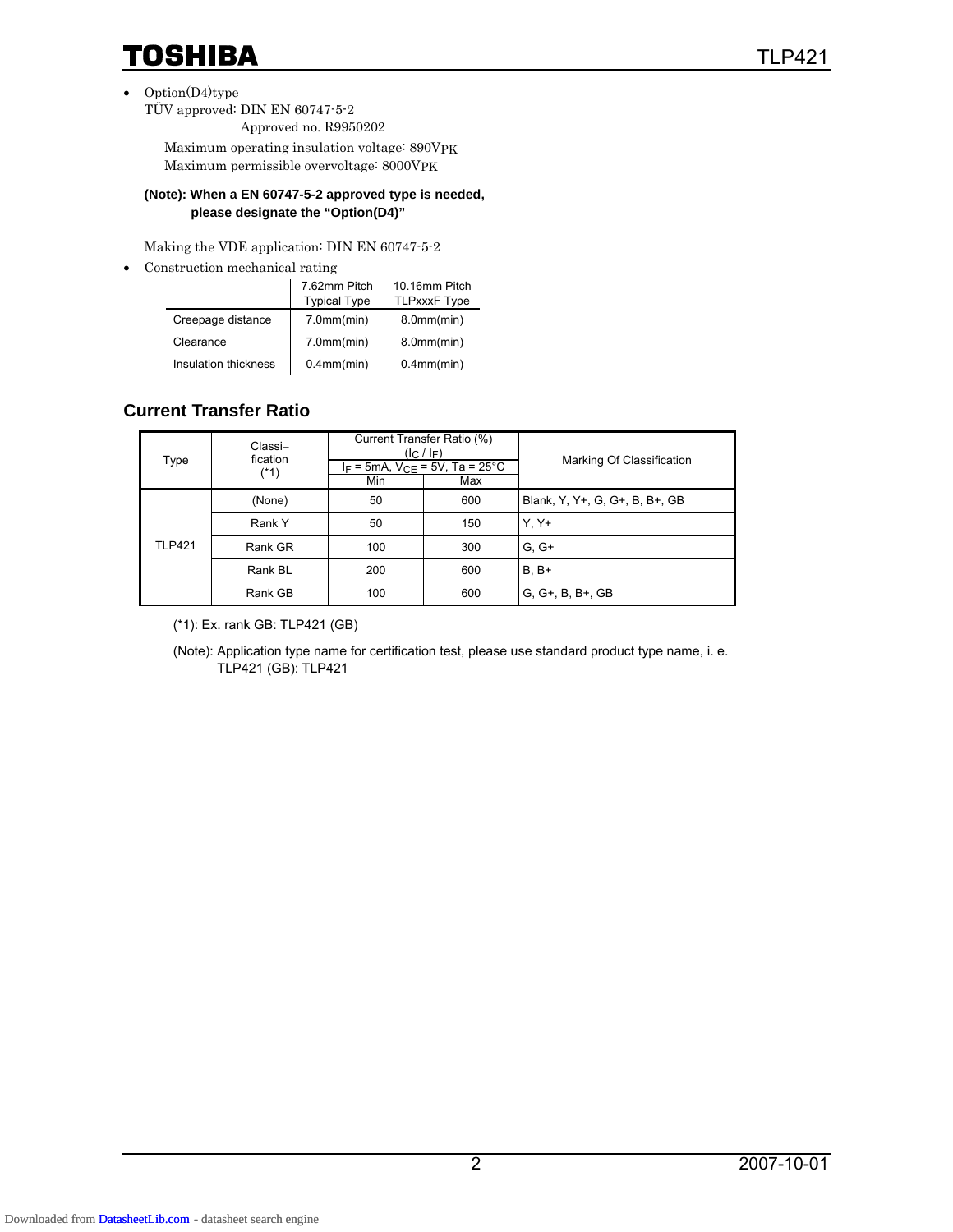- Option(D4)type
  TÜV approved: DIN EN 60747-5-2
  Approved no. R9950202
  Maximum operating insulation voltage: 890$V_{PK}$
  Maximum permissible overvoltage: 8000$V_{PK}$

  **(Note): When a EN 60747-5-2 approved type is needed, please designate the "Option(D4)"**

  Making the VDE application: DIN EN 60747-5-2

- Construction mechanical rating

| | 7.62mm Pitch Typical Type | 10.16mm Pitch TLPxxxF Type |
|---|---|---|
| Creepage distance | 7.0mm(min) | 8.0mm(min) |
| Clearance | 7.0mm(min) | 8.0mm(min) |
| Insulation thickness | 0.4mm(min) | 0.4mm(min) |

## Current Transfer Ratio

| Type | Classi–fication (*1) | Current Transfer Ratio (%) ($I_C$ / $I_F$) $I_F$ = 5mA, $V_{CE}$ = 5V, Ta = 25°C | | Marking Of Classification |
|---|---|---|---|---|
| | | Min | Max | |
| TLP421 | (None) | 50 | 600 | Blank, Y, Y+, G, G+, B, B+, GB |
| | Rank Y | 50 | 150 | Y, Y+ |
| | Rank GR | 100 | 300 | G, G+ |
| | Rank BL | 200 | 600 | B, B+ |
| | Rank GB | 100 | 600 | G, G+, B, B+, GB |

(*1): Ex. rank GB: TLP421 (GB)

(Note): Application type name for certification test, please use standard product type name, i. e.
TLP421 (GB): TLP421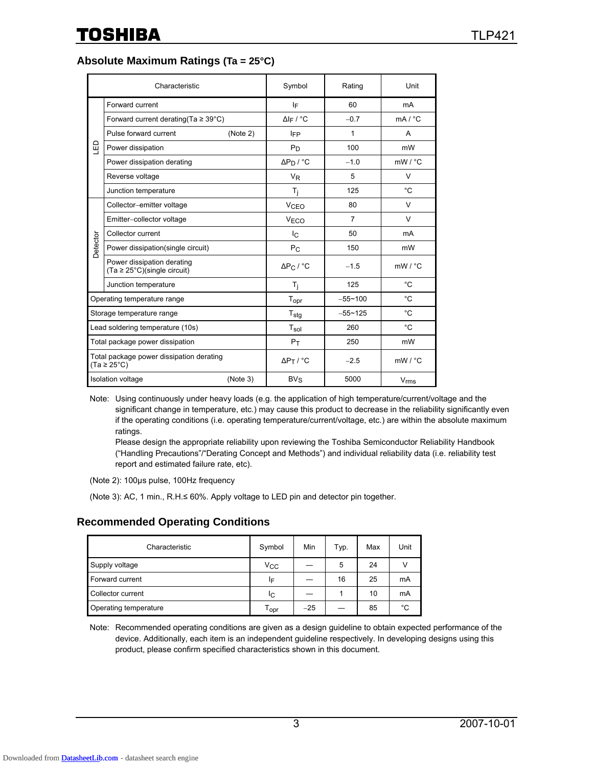## Absolute Maximum Ratings (Ta = 25°C)

| | Characteristic | Symbol | Rating | Unit |
|---|---|---|---|---|
| LED | Forward current | $I_F$ | 60 | mA |
| | Forward current derating(Ta ≥ 39°C) | $\Delta I_F$ / °C | −0.7 | mA / °C |
| | Pulse forward current (Note 2) | $I_{FP}$ | 1 | A |
| | Power dissipation | $P_D$ | 100 | mW |
| | Power dissipation derating | $\Delta P_D$ / °C | −1.0 | mW / °C |
| | Reverse voltage | $V_R$ | 5 | V |
| | Junction temperature | $T_j$ | 125 | °C |
| Detector | Collector−emitter voltage | $V_{CEO}$ | 80 | V |
| | Emitter−collector voltage | $V_{ECO}$ | 7 | V |
| | Collector current | $I_C$ | 50 | mA |
| | Power dissipation(single circuit) | $P_C$ | 150 | mW |
| | Power dissipation derating (Ta ≥ 25°C)(single circuit) | $\Delta P_C$ / °C | −1.5 | mW / °C |
| | Junction temperature | $T_j$ | 125 | °C |
| Operating temperature range | | $T_{opr}$ | −55~100 | °C |
| Storage temperature range | | $T_{stg}$ | −55~125 | °C |
| Lead soldering temperature (10s) | | $T_{sol}$ | 260 | °C |
| Total package power dissipation | | $P_T$ | 250 | mW |
| Total package power dissipation derating (Ta ≥ 25°C) | | $\Delta P_T$ / °C | −2.5 | mW / °C |
| Isolation voltage (Note 3) | | $BV_S$ | 5000 | $V_{rms}$ |

Note: Using continuously under heavy loads (e.g. the application of high temperature/current/voltage and the significant change in temperature, etc.) may cause this product to decrease in the reliability significantly even if the operating conditions (i.e. operating temperature/current/voltage, etc.) are within the absolute maximum ratings.
Please design the appropriate reliability upon reviewing the Toshiba Semiconductor Reliability Handbook ("Handling Precautions"/"Derating Concept and Methods") and individual reliability data (i.e. reliability test report and estimated failure rate, etc).

(Note 2): 100μs pulse, 100Hz frequency

(Note 3): AC, 1 min., R.H.≤ 60%. Apply voltage to LED pin and detector pin together.

## Recommended Operating Conditions

| Characteristic | Symbol | Min | Typ. | Max | Unit |
|---|---|---|---|---|---|
| Supply voltage | $V_{CC}$ | — | 5 | 24 | V |
| Forward current | $I_F$ | — | 16 | 25 | mA |
| Collector current | $I_C$ | — | 1 | 10 | mA |
| Operating temperature | $T_{opr}$ | −25 | — | 85 | °C |

Note: Recommended operating conditions are given as a design guideline to obtain expected performance of the device. Additionally, each item is an independent guideline respectively. In developing designs using this product, please confirm specified characteristics shown in this document.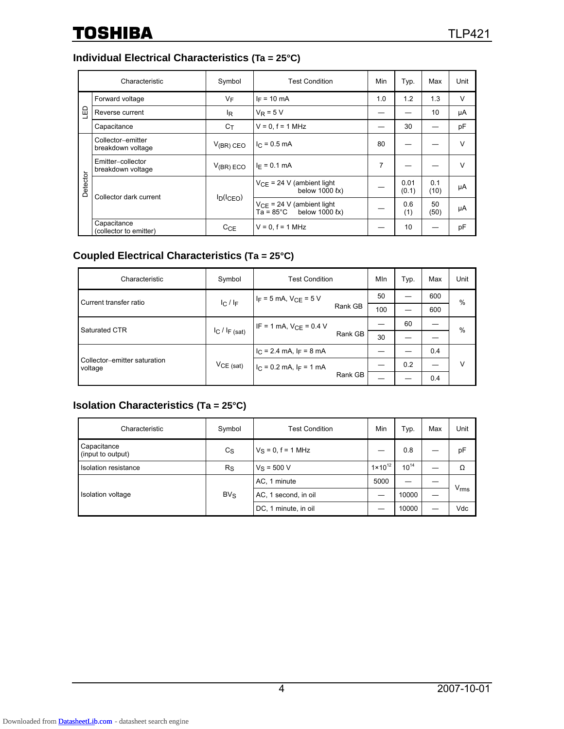## Individual Electrical Characteristics (Ta = 25°C)

| | Characteristic | Symbol | Test Condition | Min | Typ. | Max | Unit |
|---|---|---|---|---|---|---|---|
| LED | Forward voltage | $V_F$ | $I_F$ = 10 mA | 1.0 | 1.2 | 1.3 | V |
| | Reverse current | $I_R$ | $V_R$ = 5 V | — | — | 10 | μA |
| | Capacitance | $C_T$ | V = 0, f = 1 MHz | — | 30 | — | pF |
| Detector | Collector–emitter breakdown voltage | $V_{(BR)\ CEO}$ | $I_C$ = 0.5 mA | 80 | — | — | V |
| | Emitter–collector breakdown voltage | $V_{(BR)\ ECO}$ | $I_E$ = 0.1 mA | 7 | — | — | V |
| | Collector dark current | $I_D(I_{CEO})$ | $V_{CE}$ = 24 V (ambient light below 1000 ℓx) | — | 0.01 (0.1) | 0.1 (10) | μA |
| | | | $V_{CE}$ = 24 V (ambient light below 1000 ℓx) Ta = 85°C | — | 0.6 (1) | 50 (50) | μA |
| | Capacitance (collector to emitter) | $C_{CE}$ | V = 0, f = 1 MHz | — | 10 | — | pF |

## Coupled Electrical Characteristics (Ta = 25°C)

| Characteristic | Symbol | Test Condition | MIn | Typ. | Max | Unit |
|---|---|---|---|---|---|---|
| Current transfer ratio | $I_C$ / $I_F$ | $I_F$ = 5 mA, $V_{CE}$ = 5 V | 50 | — | 600 | % |
| | | Rank GB | 100 | — | 600 | |
| Saturated CTR | $I_C$ / $I_{F\ (sat)}$ | IF = 1 mA, $V_{CE}$ = 0.4 V | — | 60 | — | % |
| | | Rank GB | 30 | — | — | |
| Collector–emitter saturation voltage | $V_{CE\ (sat)}$ | $I_C$ = 2.4 mA, $I_F$ = 8 mA | — | — | 0.4 | V |
| | | $I_C$ = 0.2 mA, $I_F$ = 1 mA | — | 0.2 | — | |
| | | Rank GB | — | — | 0.4 | |

## Isolation Characteristics (Ta = 25°C)

| Characteristic | Symbol | Test Condition | Min | Typ. | Max | Unit |
|---|---|---|---|---|---|---|
| Capacitance (input to output) | $C_S$ | $V_S$ = 0, f = 1 MHz | — | 0.8 | — | pF |
| Isolation resistance | $R_S$ | $V_S$ = 500 V | $1\times10^{12}$ | $10^{14}$ | — | Ω |
| Isolation voltage | $BV_S$ | AC, 1 minute | 5000 | — | — | $V_{rms}$ |
| | | AC, 1 second, in oil | — | 10000 | — | |
| | | DC, 1 minute, in oil | — | 10000 | — | Vdc |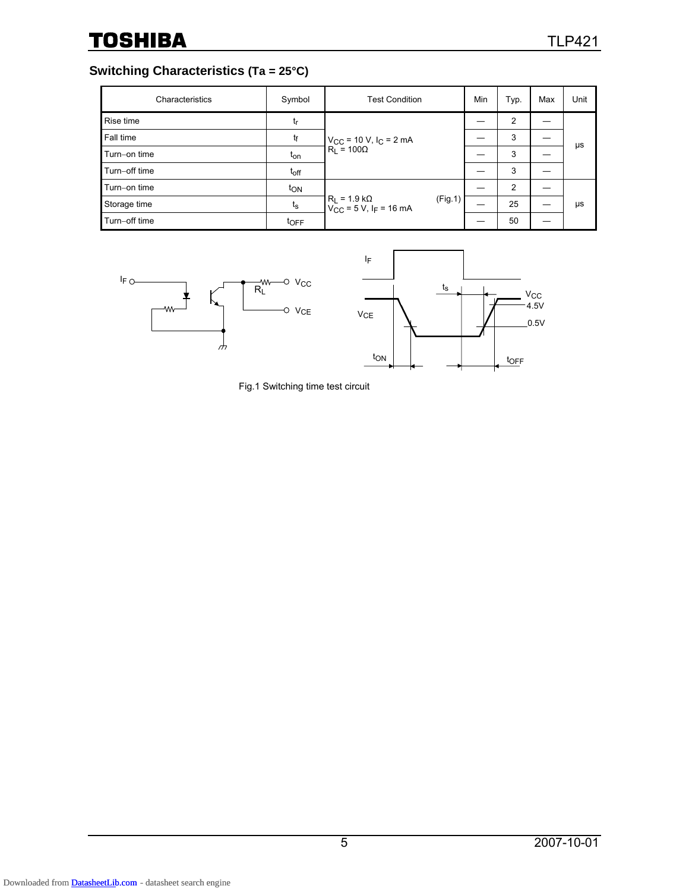## Switching Characteristics (Ta = 25°C)

| Characteristics | Symbol | Test Condition | Min | Typ. | Max | Unit |
|---|---|---|---|---|---|---|
| Rise time | $t_r$ | $V_{CC}$ = 10 V, $I_C$ = 2 mA, $R_L$ = 100Ω | — | 2 | — | μs |
| Fall time | $t_f$ | | — | 3 | — | |
| Turn–on time | $t_{on}$ | | — | 3 | — | |
| Turn–off time | $t_{off}$ | | — | 3 | — | |
| Turn–on time | $t_{ON}$ | $R_L$ = 1.9 kΩ (Fig.1), $V_{CC}$ = 5 V, $I_F$ = 16 mA | — | 2 | — | μs |
| Storage time | $t_s$ | | — | 25 | — | |
| Turn–off time | $t_{OFF}$ | | — | 50 | — | |

Fig.1 Switching time test circuit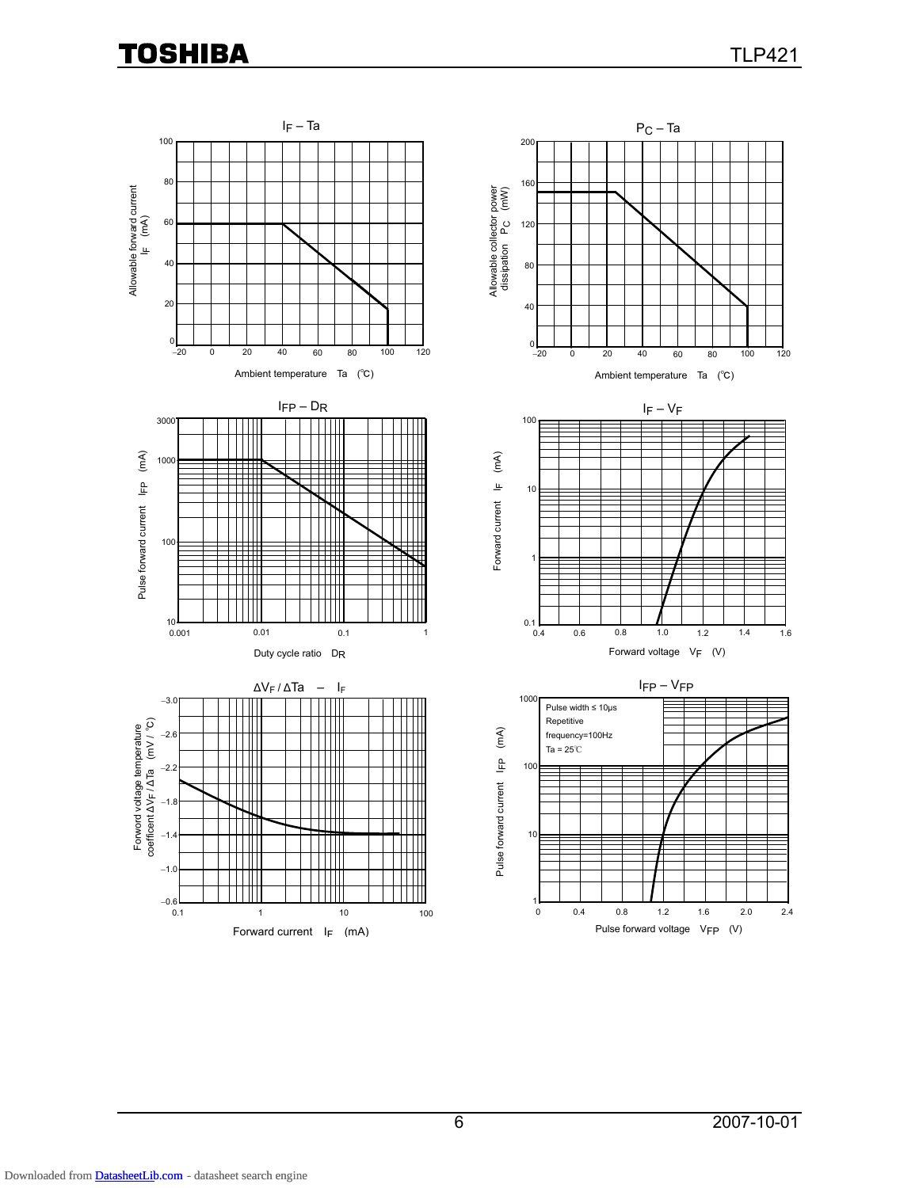## $I_F$ – Ta

Allowable forward current $I_F$ (mA)

Ambient temperature Ta (℃)

## $P_C$ – Ta

Allowable collector power dissipation $P_C$ (mW)

Ambient temperature Ta (℃)

## $I_{FP}$ – $D_R$

Pulse forward current $I_{FP}$ (mA)

Duty cycle ratio $D_R$

## $I_F$ – $V_F$

Forward current $I_F$ (mA)

Forward voltage $V_F$ (V)

## $\Delta V_F / \Delta Ta$ – $I_F$

Forword voltage temperature coefficent $\Delta V_F / \Delta Ta$ (mV / °C)

Forward current $I_F$ (mA)

## $I_{FP}$ – $V_{FP}$

Pulse width ≤ 10μs
Repetitive
frequency=100Hz
Ta = 25℃

Pulse forward current $I_{FP}$ (mA)

Pulse forward voltage $V_{FP}$ (V)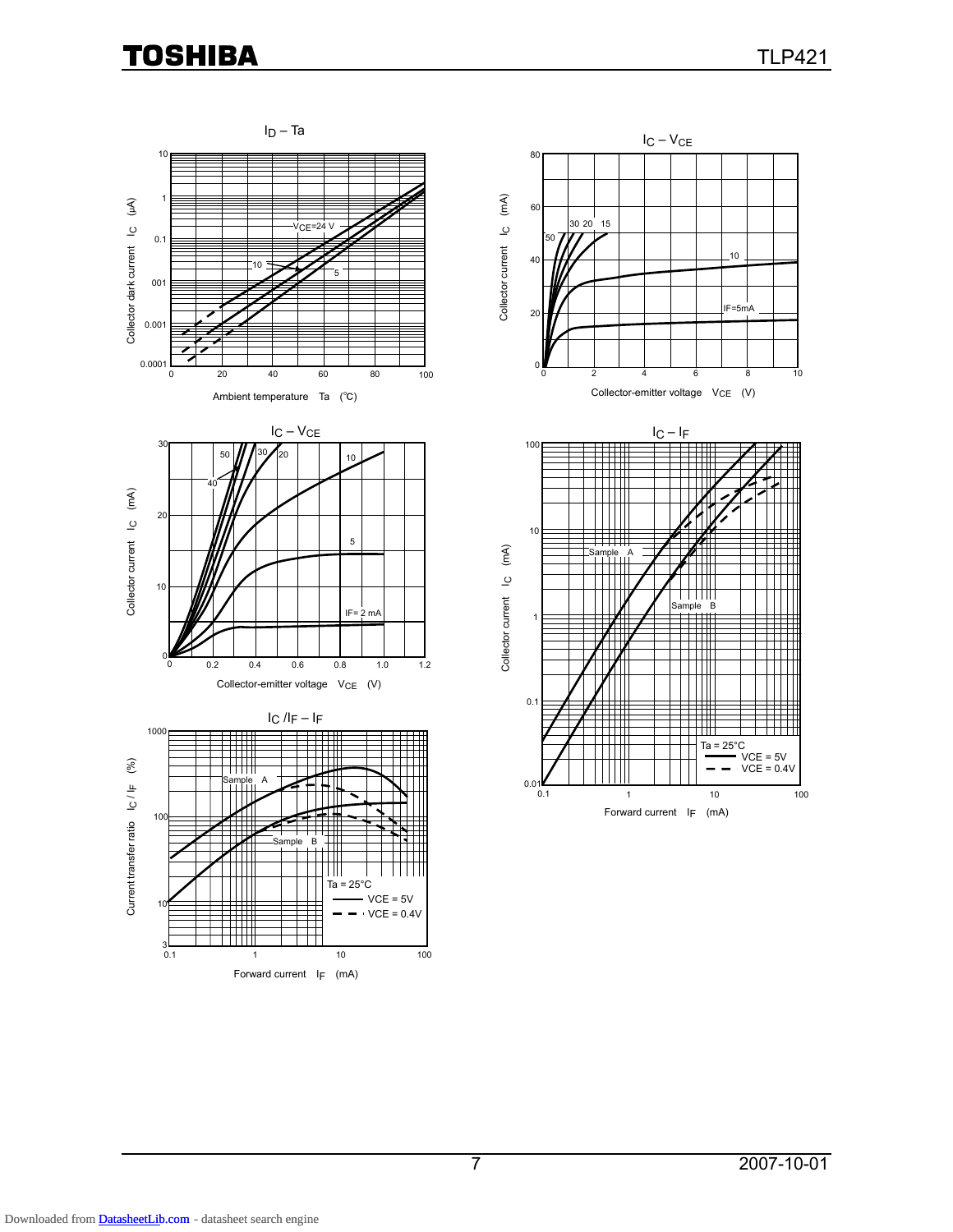## $I_D$ – Ta

Collector dark current $I_C$ (μA)

Ambient temperature Ta (°C)

$V_{CE}$=24 V, 10, 5

## $I_C$ – $V_{CE}$

Collector current $I_C$ (mA)

Collector-emitter voltage $V_{CE}$ (V)

50, 30, 20, 15, 10, IF=5mA

## $I_C$ – $V_{CE}$

Collector current $I_C$ (mA)

Collector-emitter voltage $V_{CE}$ (V)

50, 40, 30, 20, 10, 5, IF= 2 mA

## $I_C$ – $I_F$

Collector current $I_C$ (mA)

Forward current $I_F$ (mA)

Sample A, Sample B

Ta = 25°C
VCE = 5V
VCE = 0.4V

## $I_C$ /$I_F$ – $I_F$

Current transfer ratio $I_C$ / $I_F$ (%)

Forward current $I_F$ (mA)

Sample A, Sample B

Ta = 25°C
VCE = 5V
VCE = 0.4V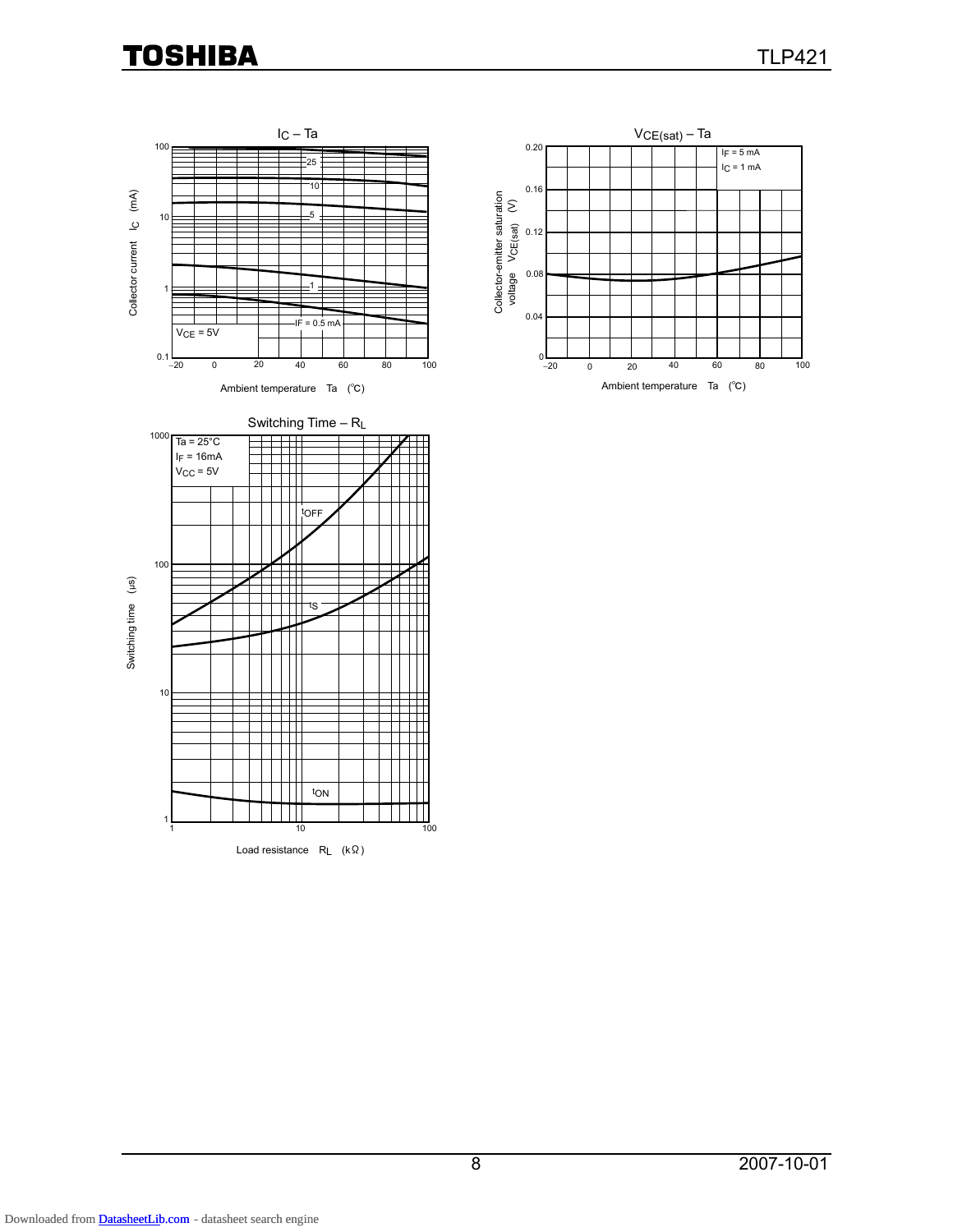## $I_C$ – Ta

$V_{CE}$ = 5V

$I_F$ = 25, 10, 5, 1, 0.5 mA

Collector current $I_C$ (mA)

Ambient temperature Ta (°C)

## $V_{CE(sat)}$ – Ta

$I_F$ = 5 mA
$I_C$ = 1 mA

Collector-emitter saturation voltage $V_{CE(sat)}$ (V)

Ambient temperature Ta (°C)

## Switching Time – $R_L$

Ta = 25°C
$I_F$ = 16mA
$V_{CC}$ = 5V

$t_{OFF}$, $t_S$, $t_{ON}$

Switching time (μs)

Load resistance $R_L$ (kΩ)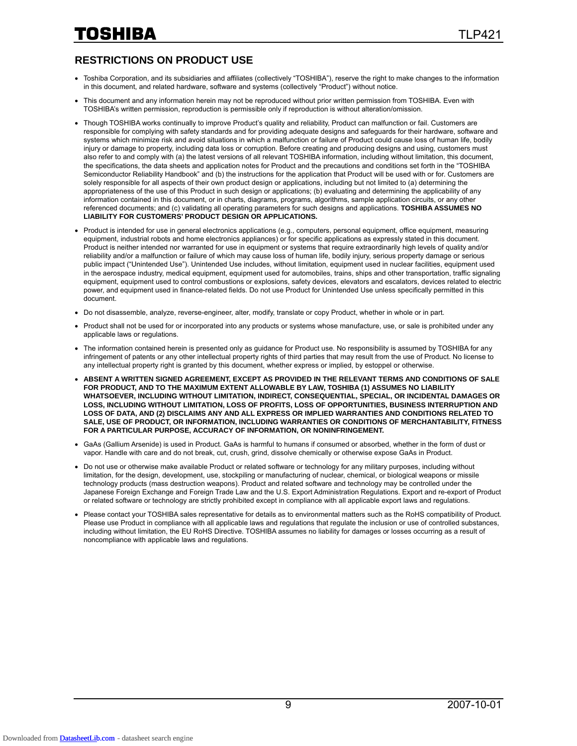## RESTRICTIONS ON PRODUCT USE

- Toshiba Corporation, and its subsidiaries and affiliates (collectively "TOSHIBA"), reserve the right to make changes to the information in this document, and related hardware, software and systems (collectively "Product") without notice.
- This document and any information herein may not be reproduced without prior written permission from TOSHIBA. Even with TOSHIBA's written permission, reproduction is permissible only if reproduction is without alteration/omission.
- Though TOSHIBA works continually to improve Product's quality and reliability, Product can malfunction or fail. Customers are responsible for complying with safety standards and for providing adequate designs and safeguards for their hardware, software and systems which minimize risk and avoid situations in which a malfunction or failure of Product could cause loss of human life, bodily injury or damage to property, including data loss or corruption. Before creating and producing designs and using, customers must also refer to and comply with (a) the latest versions of all relevant TOSHIBA information, including without limitation, this document, the specifications, the data sheets and application notes for Product and the precautions and conditions set forth in the "TOSHIBA Semiconductor Reliability Handbook" and (b) the instructions for the application that Product will be used with or for. Customers are solely responsible for all aspects of their own product design or applications, including but not limited to (a) determining the appropriateness of the use of this Product in such design or applications; (b) evaluating and determining the applicability of any information contained in this document, or in charts, diagrams, programs, algorithms, sample application circuits, or any other referenced documents; and (c) validating all operating parameters for such designs and applications. **TOSHIBA ASSUMES NO LIABILITY FOR CUSTOMERS' PRODUCT DESIGN OR APPLICATIONS.**
- Product is intended for use in general electronics applications (e.g., computers, personal equipment, office equipment, measuring equipment, industrial robots and home electronics appliances) or for specific applications as expressly stated in this document. Product is neither intended nor warranted for use in equipment or systems that require extraordinarily high levels of quality and/or reliability and/or a malfunction or failure of which may cause loss of human life, bodily injury, serious property damage or serious public impact ("Unintended Use"). Unintended Use includes, without limitation, equipment used in nuclear facilities, equipment used in the aerospace industry, medical equipment, equipment used for automobiles, trains, ships and other transportation, traffic signaling equipment, equipment used to control combustions or explosions, safety devices, elevators and escalators, devices related to electric power, and equipment used in finance-related fields. Do not use Product for Unintended Use unless specifically permitted in this document.
- Do not disassemble, analyze, reverse-engineer, alter, modify, translate or copy Product, whether in whole or in part.
- Product shall not be used for or incorporated into any products or systems whose manufacture, use, or sale is prohibited under any applicable laws or regulations.
- The information contained herein is presented only as guidance for Product use. No responsibility is assumed by TOSHIBA for any infringement of patents or any other intellectual property rights of third parties that may result from the use of Product. No license to any intellectual property right is granted by this document, whether express or implied, by estoppel or otherwise.
- **ABSENT A WRITTEN SIGNED AGREEMENT, EXCEPT AS PROVIDED IN THE RELEVANT TERMS AND CONDITIONS OF SALE FOR PRODUCT, AND TO THE MAXIMUM EXTENT ALLOWABLE BY LAW, TOSHIBA (1) ASSUMES NO LIABILITY WHATSOEVER, INCLUDING WITHOUT LIMITATION, INDIRECT, CONSEQUENTIAL, SPECIAL, OR INCIDENTAL DAMAGES OR LOSS, INCLUDING WITHOUT LIMITATION, LOSS OF PROFITS, LOSS OF OPPORTUNITIES, BUSINESS INTERRUPTION AND LOSS OF DATA, AND (2) DISCLAIMS ANY AND ALL EXPRESS OR IMPLIED WARRANTIES AND CONDITIONS RELATED TO SALE, USE OF PRODUCT, OR INFORMATION, INCLUDING WARRANTIES OR CONDITIONS OF MERCHANTABILITY, FITNESS FOR A PARTICULAR PURPOSE, ACCURACY OF INFORMATION, OR NONINFRINGEMENT.**
- GaAs (Gallium Arsenide) is used in Product. GaAs is harmful to humans if consumed or absorbed, whether in the form of dust or vapor. Handle with care and do not break, cut, crush, grind, dissolve chemically or otherwise expose GaAs in Product.
- Do not use or otherwise make available Product or related software or technology for any military purposes, including without limitation, for the design, development, use, stockpiling or manufacturing of nuclear, chemical, or biological weapons or missile technology products (mass destruction weapons). Product and related software and technology may be controlled under the Japanese Foreign Exchange and Foreign Trade Law and the U.S. Export Administration Regulations. Export and re-export of Product or related software or technology are strictly prohibited except in compliance with all applicable export laws and regulations.
- Please contact your TOSHIBA sales representative for details as to environmental matters such as the RoHS compatibility of Product. Please use Product in compliance with all applicable laws and regulations that regulate the inclusion or use of controlled substances, including without limitation, the EU RoHS Directive. TOSHIBA assumes no liability for damages or losses occurring as a result of noncompliance with applicable laws and regulations.